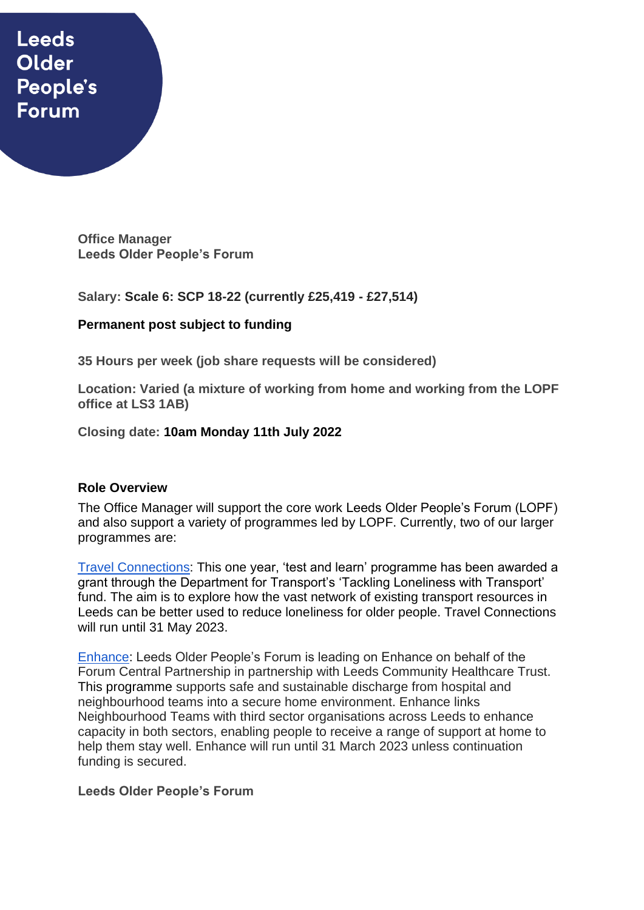Leeds Older People's Forum

**Office Manager**
**Leeds Older People's Forum**

**Salary: Scale 6: SCP 18-22 (currently £25,419 - £27,514)**

**Permanent post subject to funding**

**35 Hours per week (job share requests will be considered)**

**Location: Varied (a mixture of working from home and working from the LOPF office at LS3 1AB)**

**Closing date: 10am Monday 11th July 2022**

### Role Overview

The Office Manager will support the core work Leeds Older People's Forum (LOPF) and also support a variety of programmes led by LOPF. Currently, two of our larger programmes are:

Travel Connections: This one year, 'test and learn' programme has been awarded a grant through the Department for Transport's 'Tackling Loneliness with Transport' fund. The aim is to explore how the vast network of existing transport resources in Leeds can be better used to reduce loneliness for older people. Travel Connections will run until 31 May 2023.

Enhance: Leeds Older People's Forum is leading on Enhance on behalf of the Forum Central Partnership in partnership with Leeds Community Healthcare Trust. This programme supports safe and sustainable discharge from hospital and neighbourhood teams into a secure home environment. Enhance links Neighbourhood Teams with third sector organisations across Leeds to enhance capacity in both sectors, enabling people to receive a range of support at home to help them stay well. Enhance will run until 31 March 2023 unless continuation funding is secured.

**Leeds Older People's Forum**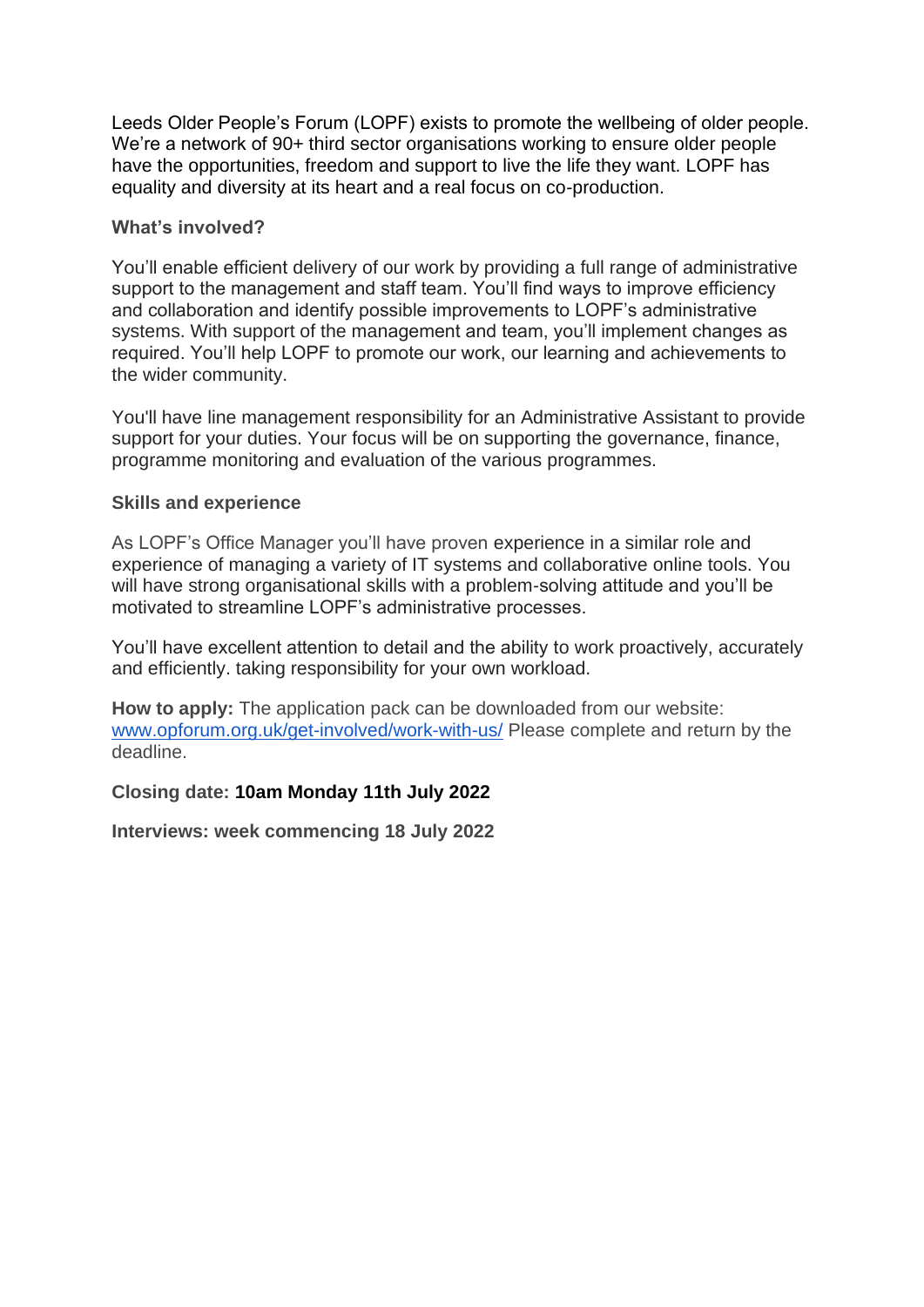Leeds Older People's Forum (LOPF) exists to promote the wellbeing of older people. We're a network of 90+ third sector organisations working to ensure older people have the opportunities, freedom and support to live the life they want. LOPF has equality and diversity at its heart and a real focus on co-production.

**What's involved?**

You'll enable efficient delivery of our work by providing a full range of administrative support to the management and staff team. You'll find ways to improve efficiency and collaboration and identify possible improvements to LOPF's administrative systems. With support of the management and team, you'll implement changes as required. You'll help LOPF to promote our work, our learning and achievements to the wider community.

You'll have line management responsibility for an Administrative Assistant to provide support for your duties. Your focus will be on supporting the governance, finance, programme monitoring and evaluation of the various programmes.

**Skills and experience**

As LOPF's Office Manager you'll have proven experience in a similar role and experience of managing a variety of IT systems and collaborative online tools. You will have strong organisational skills with a problem-solving attitude and you'll be motivated to streamline LOPF's administrative processes.

You'll have excellent attention to detail and the ability to work proactively, accurately and efficiently. taking responsibility for your own workload.

**How to apply:** The application pack can be downloaded from our website: [www.opforum.org.uk/get-involved/work-with-us/](http://www.opforum.org.uk/get-involved/work-with-us/) Please complete and return by the deadline.

**Closing date: 10am Monday 11th July 2022**

**Interviews: week commencing 18 July 2022**